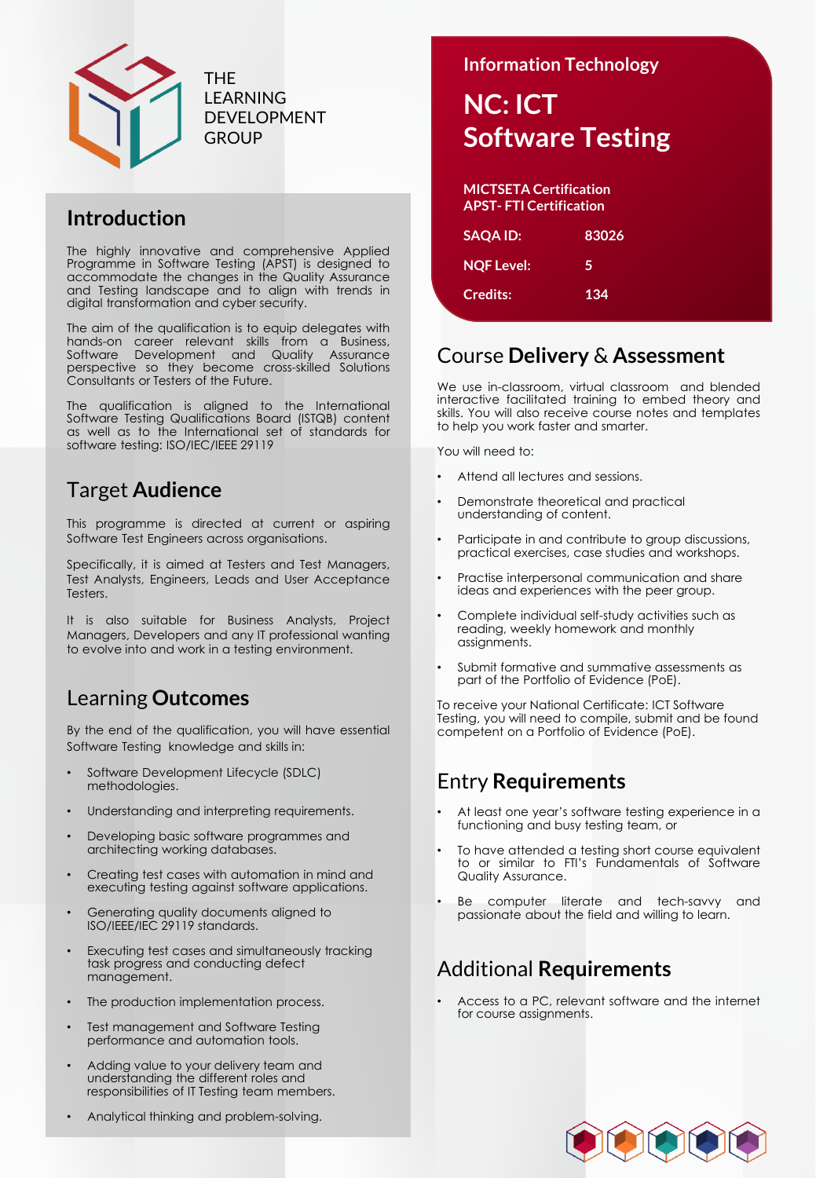THE LEARNING DEVELOPMENT GROUP

## Information Technology

# NC: ICT Software Testing

**MICTSETA Certification**
**APST- FTI Certification**

| | |
|---|---|
| **SAQA ID:** | **83026** |
| **NQF Level:** | **5** |
| **Credits:** | **134** |

## Introduction

The highly innovative and comprehensive Applied Programme in Software Testing (APST) is designed to accommodate the changes in the Quality Assurance and Testing landscape and to align with trends in digital transformation and cyber security.

The aim of the qualification is to equip delegates with hands-on career relevant skills from a Business, Software Development and Quality Assurance perspective so they become cross-skilled Solutions Consultants or Testers of the Future.

The qualification is aligned to the International Software Testing Qualifications Board (ISTQB) content as well as to the International set of standards for software testing: ISO/IEC/IEEE 29119

## Target **Audience**

This programme is directed at current or aspiring Software Test Engineers across organisations.

Specifically, it is aimed at Testers and Test Managers, Test Analysts, Engineers, Leads and User Acceptance Testers.

It is also suitable for Business Analysts, Project Managers, Developers and any IT professional wanting to evolve into and work in a testing environment.

## Learning **Outcomes**

By the end of the qualification, you will have essential Software Testing knowledge and skills in:

- Software Development Lifecycle (SDLC) methodologies.
- Understanding and interpreting requirements.
- Developing basic software programmes and architecting working databases.
- Creating test cases with automation in mind and executing testing against software applications.
- Generating quality documents aligned to ISO/IEEE/IEC 29119 standards.
- Executing test cases and simultaneously tracking task progress and conducting defect management.
- The production implementation process.
- Test management and Software Testing performance and automation tools.
- Adding value to your delivery team and understanding the different roles and responsibilities of IT Testing team members.
- Analytical thinking and problem-solving.

## Course **Delivery** & **Assessment**

We use in-classroom, virtual classroom and blended interactive facilitated training to embed theory and skills. You will also receive course notes and templates to help you work faster and smarter.

You will need to:

- Attend all lectures and sessions.
- Demonstrate theoretical and practical understanding of content.
- Participate in and contribute to group discussions, practical exercises, case studies and workshops.
- Practise interpersonal communication and share ideas and experiences with the peer group.
- Complete individual self-study activities such as reading, weekly homework and monthly assignments.
- Submit formative and summative assessments as part of the Portfolio of Evidence (PoE).

To receive your National Certificate: ICT Software Testing, you will need to compile, submit and be found competent on a Portfolio of Evidence (PoE).

## Entry **Requirements**

- At least one year's software testing experience in a functioning and busy testing team, or
- To have attended a testing short course equivalent to or similar to FTI's Fundamentals of Software Quality Assurance.
- Be computer literate and tech-savvy and passionate about the field and willing to learn.

## Additional **Requirements**

- Access to a PC, relevant software and the internet for course assignments.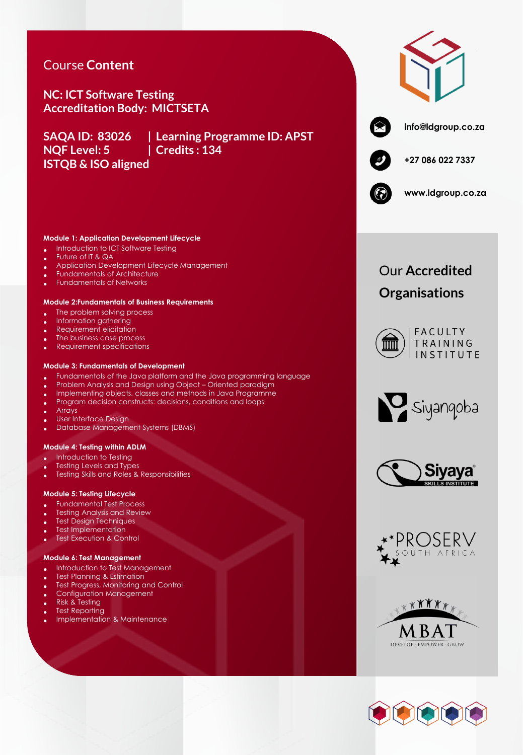# Course **Content**

## NC: ICT Software Testing
## Accreditation Body: MICTSETA

**SAQA ID: 83026 | Learning Programme ID: APST**
**NQF Level: 5 | Credits : 134**
**ISTQB & ISO aligned**

info@ldgroup.co.za

+27 086 022 7337

www.ldgroup.co.za

### Module 1: Application Development Lifecycle

- Introduction to ICT Software Testing
- Future of IT & QA
- Application Development Lifecycle Management
- Fundamentals of Architecture
- Fundamentals of Networks

### Module 2:Fundamentals of Business Requirements

- The problem solving process
- Information gathering
- Requirement elicitation
- The business case process
- Requirement specifications

### Module 3: Fundamentals of Development

- Fundamentals of the Java platform and the Java programming language
- Problem Analysis and Design using Object – Oriented paradigm
- Implementing objects, classes and methods in Java Programme
- Program decision constructs: decisions, conditions and loops
- Arrays
- User Interface Design
- Database Management Systems (DBMS)

### Module 4: Testing within ADLM

- Introduction to Testing
- Testing Levels and Types
- Testing Skills and Roles & Responsibilities

### Module 5: Testing Lifecycle

- Fundamental Test Process
- Testing Analysis and Review
- Test Design Techniques
- Test Implementation
- Test Execution & Control

### Module 6: Test Management

- Introduction to Test Management
- Test Planning & Estimation
- Test Progress, Monitoring and Control
- Configuration Management
- Risk & Testing
- Test Reporting
- Implementation & Maintenance

## Our **Accredited Organisations**

FACULTY TRAINING INSTITUTE

Siyanqoba

Siyaya SKILLS INSTITUTE

PROSERV SOUTH AFRICA

MBAT DEVELOP · EMPOWER · GROW